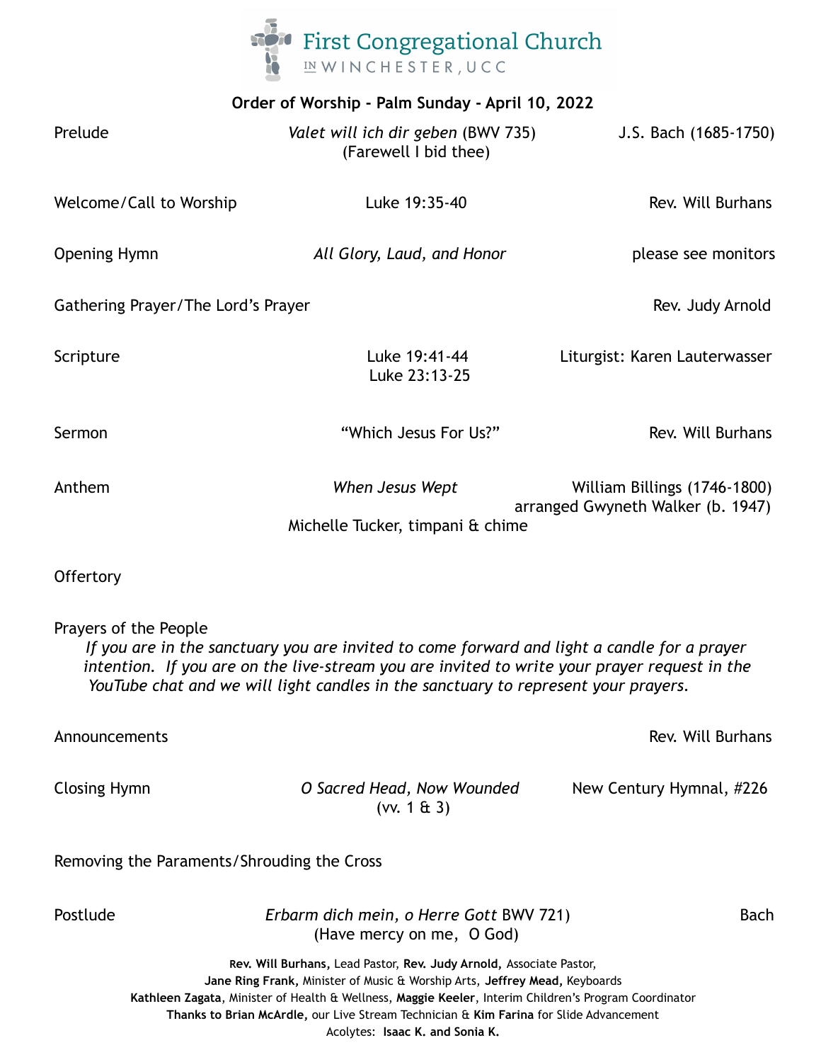# First Congregational Church

IN WINCHESTER, UCC

## Order of Worship - Palm Sunday - April 10, 2022

**Prelude** — *Valet will ich dir geben* (BWV 735) (Farewell I bid thee) — J.S. Bach (1685-1750)

**Welcome/Call to Worship** — Luke 19:35-40 — Rev. Will Burhans

**Opening Hymn** — *All Glory, Laud, and Honor* — please see monitors

**Gathering Prayer/The Lord's Prayer** — Rev. Judy Arnold

**Scripture** — Luke 19:41-44, Luke 23:13-25 — Liturgist: Karen Lauterwasser

**Sermon** — "Which Jesus For Us?" — Rev. Will Burhans

**Anthem** — *When Jesus Wept* — William Billings (1746-1800), arranged Gwyneth Walker (b. 1947)

Michelle Tucker, timpani & chime

**Offertory**

**Prayers of the People**

*If you are in the sanctuary you are invited to come forward and light a candle for a prayer intention. If you are on the live-stream you are invited to write your prayer request in the YouTube chat and we will light candles in the sanctuary to represent your prayers.*

**Announcements** — Rev. Will Burhans

**Closing Hymn** — *O Sacred Head, Now Wounded* (vv. 1 & 3) — New Century Hymnal, #226

**Removing the Paraments/Shrouding the Cross**

**Postlude** — *Erbarm dich mein, o Herre Gott* BWV 721) (Have mercy on me, O God) — Bach

**Rev. Will Burhans,** Lead Pastor, **Rev. Judy Arnold,** Associate Pastor,
**Jane Ring Frank,** Minister of Music & Worship Arts, **Jeffrey Mead,** Keyboards
**Kathleen Zagata**, Minister of Health & Wellness, **Maggie Keeler**, Interim Children's Program Coordinator
**Thanks to Brian McArdle,** our Live Stream Technician & **Kim Farina** for Slide Advancement
Acolytes: **Isaac K. and Sonia K.**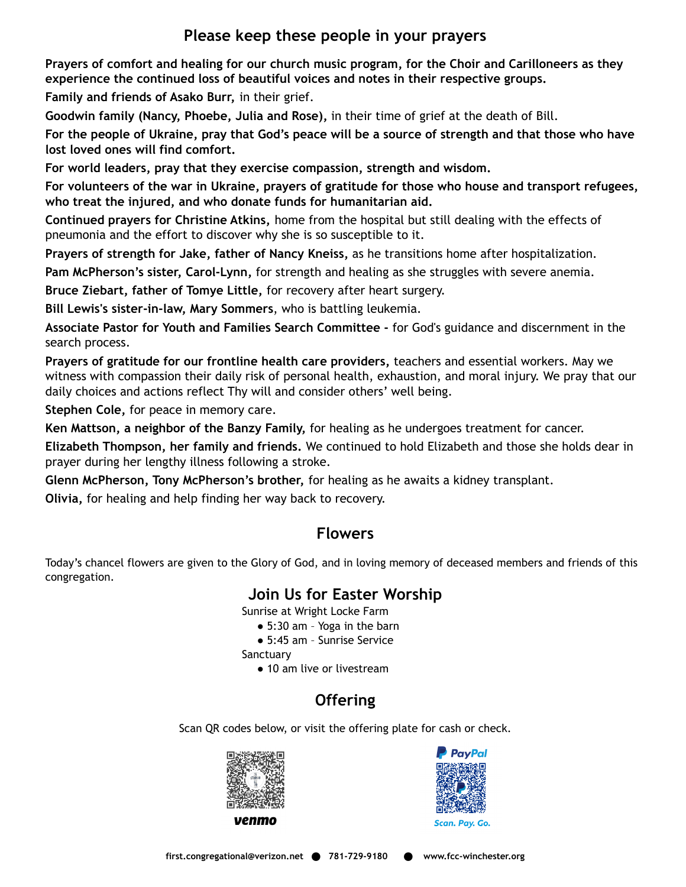## Please keep these people in your prayers

**Prayers of comfort and healing for our church music program, for the Choir and Carilloneers as they experience the continued loss of beautiful voices and notes in their respective groups.**

**Family and friends of Asako Burr,** in their grief.

**Goodwin family (Nancy, Phoebe, Julia and Rose),** in their time of grief at the death of Bill.

**For the people of Ukraine, pray that God's peace will be a source of strength and that those who have lost loved ones will find comfort.**

**For world leaders, pray that they exercise compassion, strength and wisdom.**

**For volunteers of the war in Ukraine, prayers of gratitude for those who house and transport refugees, who treat the injured, and who donate funds for humanitarian aid.**

**Continued prayers for Christine Atkins,** home from the hospital but still dealing with the effects of pneumonia and the effort to discover why she is so susceptible to it.

**Prayers of strength for Jake, father of Nancy Kneiss,** as he transitions home after hospitalization.

**Pam McPherson's sister, Carol-Lynn,** for strength and healing as she struggles with severe anemia.

**Bruce Ziebart, father of Tomye Little,** for recovery after heart surgery.

**Bill Lewis's sister-in-law, Mary Sommers**, who is battling leukemia.

**Associate Pastor for Youth and Families Search Committee -** for God's guidance and discernment in the search process.

**Prayers of gratitude for our frontline health care providers,** teachers and essential workers. May we witness with compassion their daily risk of personal health, exhaustion, and moral injury. We pray that our daily choices and actions reflect Thy will and consider others' well being.

**Stephen Cole,** for peace in memory care.

**Ken Mattson, a neighbor of the Banzy Family,** for healing as he undergoes treatment for cancer.

**Elizabeth Thompson, her family and friends.** We continued to hold Elizabeth and those she holds dear in prayer during her lengthy illness following a stroke.

**Glenn McPherson, Tony McPherson's brother,** for healing as he awaits a kidney transplant.

**Olivia,** for healing and help finding her way back to recovery.

## Flowers

Today's chancel flowers are given to the Glory of God, and in loving memory of deceased members and friends of this congregation.

## Join Us for Easter Worship

Sunrise at Wright Locke Farm

- 5:30 am – Yoga in the barn
- 5:45 am – Sunrise Service

Sanctuary

- 10 am live or livestream

## Offering

Scan QR codes below, or visit the offering plate for cash or check.

venmo

PayPal
Scan. Pay. Go.

first.congregational@verizon.net ● 781-729-9180 ● www.fcc-winchester.org